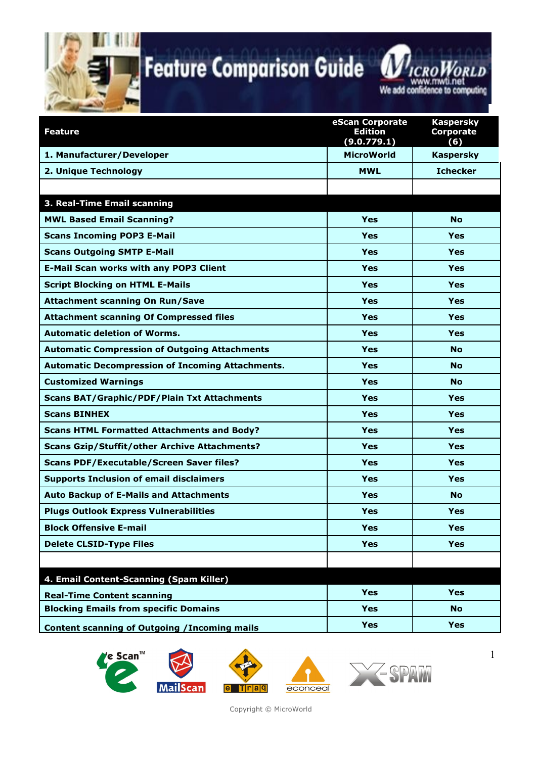# Feature Comparison Guide

MicroWorld
www.mwti.net
We add confidence to computing

| Feature | eScan Corporate Edition (9.0.779.1) | Kaspersky Corporate (6) |
|---|---|---|
| 1. Manufacturer/Developer | MicroWorld | Kaspersky |
| 2. Unique Technology | MWL | Ichecker |
| | | |
| **3. Real-Time Email scanning** | | |
| MWL Based Email Scanning? | Yes | No |
| Scans Incoming POP3 E-Mail | Yes | Yes |
| Scans Outgoing SMTP E-Mail | Yes | Yes |
| E-Mail Scan works with any POP3 Client | Yes | Yes |
| Script Blocking on HTML E-Mails | Yes | Yes |
| Attachment scanning On Run/Save | Yes | Yes |
| Attachment scanning Of Compressed files | Yes | Yes |
| Automatic deletion of Worms. | Yes | Yes |
| Automatic Compression of Outgoing Attachments | Yes | No |
| Automatic Decompression of Incoming Attachments. | Yes | No |
| Customized Warnings | Yes | No |
| Scans BAT/Graphic/PDF/Plain Txt Attachments | Yes | Yes |
| Scans BINHEX | Yes | Yes |
| Scans HTML Formatted Attachments and Body? | Yes | Yes |
| Scans Gzip/Stuffit/other Archive Attachments? | Yes | Yes |
| Scans PDF/Executable/Screen Saver files? | Yes | Yes |
| Supports Inclusion of email disclaimers | Yes | Yes |
| Auto Backup of E-Mails and Attachments | Yes | No |
| Plugs Outlook Express Vulnerabilities | Yes | Yes |
| Block Offensive E-mail | Yes | Yes |
| Delete CLSID-Type Files | Yes | Yes |
| | | |
| **4. Email Content-Scanning (Spam Killer)** | | |
| Real-Time Content scanning | Yes | Yes |
| Blocking Emails from specific Domains | Yes | No |
| Content scanning of Outgoing /Incoming mails | Yes | Yes |

eScan™ MailScan eTraq econceal X-SPAM

Copyright © MicroWorld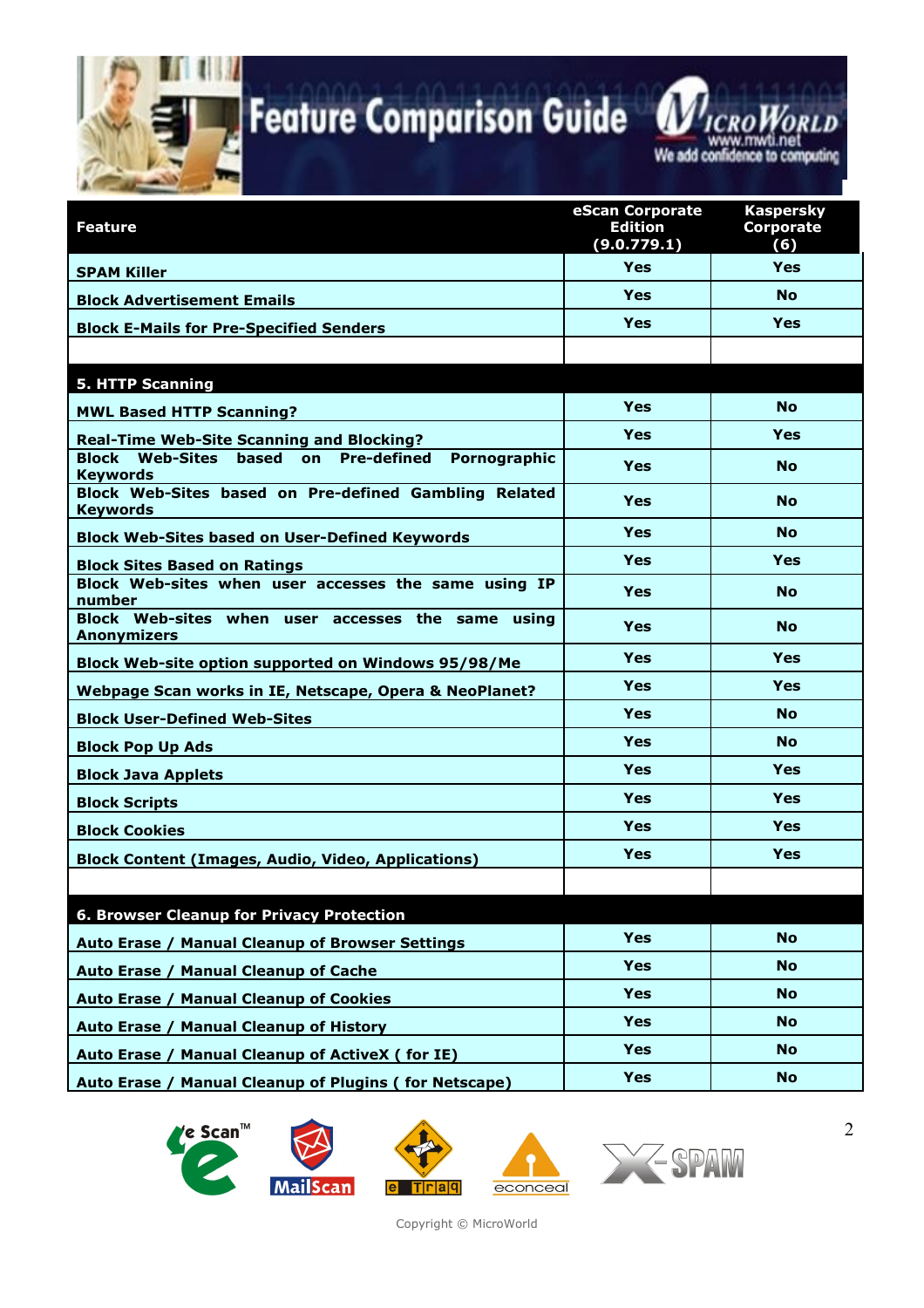# Feature Comparison Guide

| Feature | eScan Corporate Edition (9.0.779.1) | Kaspersky Corporate (6) |
|---|---|---|
| SPAM Killer | Yes | Yes |
| Block Advertisement Emails | Yes | No |
| Block E-Mails for Pre-Specified Senders | Yes | Yes |
| | | |
| **5. HTTP Scanning** | | |
| MWL Based HTTP Scanning? | Yes | No |
| Real-Time Web-Site Scanning and Blocking? | Yes | Yes |
| Block Web-Sites based on Pre-defined Pornographic Keywords | Yes | No |
| Block Web-Sites based on Pre-defined Gambling Related Keywords | Yes | No |
| Block Web-Sites based on User-Defined Keywords | Yes | No |
| Block Sites Based on Ratings | Yes | Yes |
| Block Web-sites when user accesses the same using IP number | Yes | No |
| Block Web-sites when user accesses the same using Anonymizers | Yes | No |
| Block Web-site option supported on Windows 95/98/Me | Yes | Yes |
| Webpage Scan works in IE, Netscape, Opera & NeoPlanet? | Yes | Yes |
| Block User-Defined Web-Sites | Yes | No |
| Block Pop Up Ads | Yes | No |
| Block Java Applets | Yes | Yes |
| Block Scripts | Yes | Yes |
| Block Cookies | Yes | Yes |
| Block Content (Images, Audio, Video, Applications) | Yes | Yes |
| | | |
| **6. Browser Cleanup for Privacy Protection** | | |
| Auto Erase / Manual Cleanup of Browser Settings | Yes | No |
| Auto Erase / Manual Cleanup of Cache | Yes | No |
| Auto Erase / Manual Cleanup of Cookies | Yes | No |
| Auto Erase / Manual Cleanup of History | Yes | No |
| Auto Erase / Manual Cleanup of ActiveX ( for IE) | Yes | No |
| Auto Erase / Manual Cleanup of Plugins ( for Netscape) | Yes | No |

Copyright © MicroWorld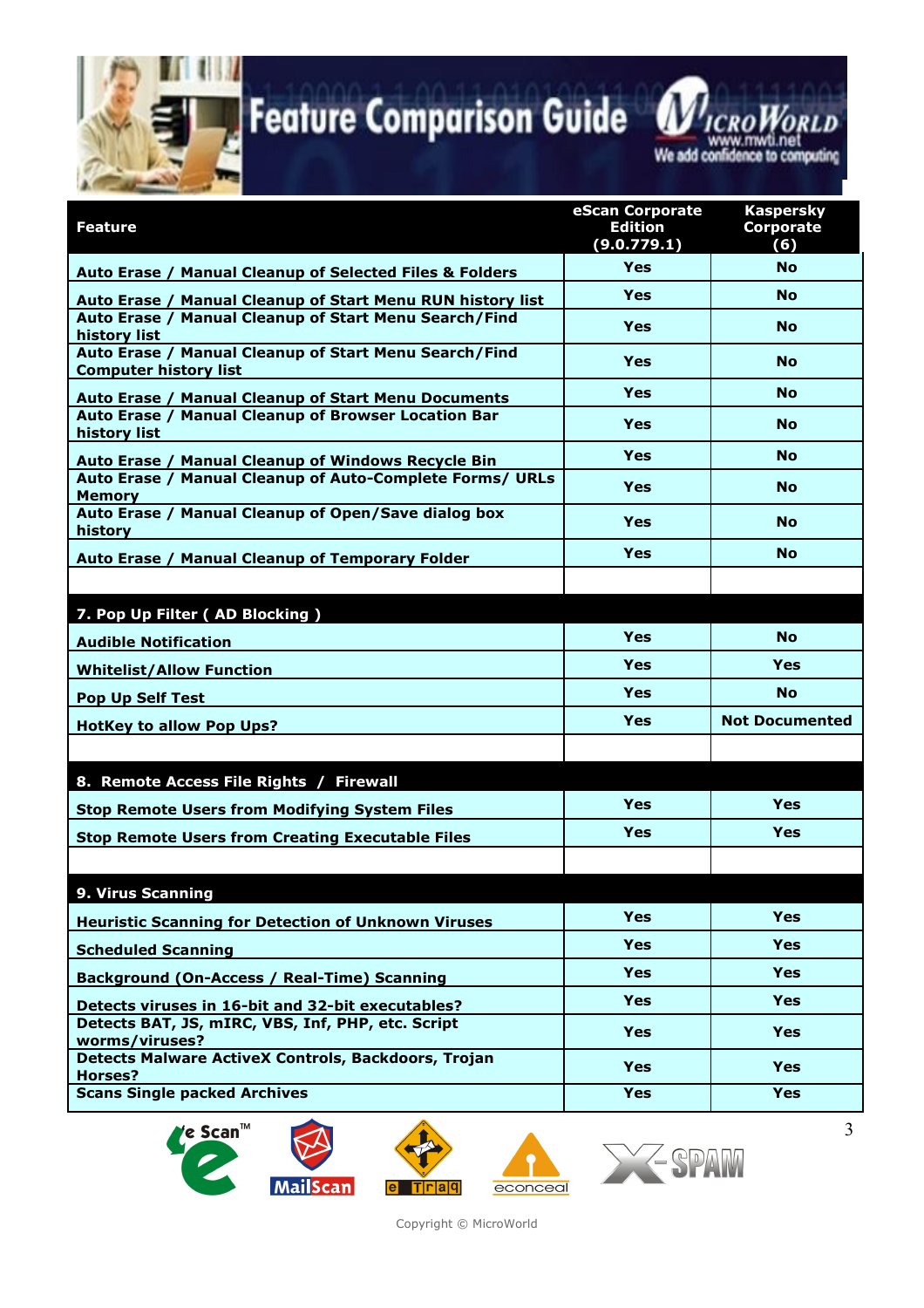| Feature | eScan Corporate Edition (9.0.779.1) | Kaspersky Corporate (6) |
|---|---|---|
| Auto Erase / Manual Cleanup of Selected Files & Folders | Yes | No |
| Auto Erase / Manual Cleanup of Start Menu RUN history list | Yes | No |
| Auto Erase / Manual Cleanup of Start Menu Search/Find history list | Yes | No |
| Auto Erase / Manual Cleanup of Start Menu Search/Find Computer history list | Yes | No |
| Auto Erase / Manual Cleanup of Start Menu Documents | Yes | No |
| Auto Erase / Manual Cleanup of Browser Location Bar history list | Yes | No |
| Auto Erase / Manual Cleanup of Windows Recycle Bin | Yes | No |
| Auto Erase / Manual Cleanup of Auto-Complete Forms/ URLs Memory | Yes | No |
| Auto Erase / Manual Cleanup of Open/Save dialog box history | Yes | No |
| Auto Erase / Manual Cleanup of Temporary Folder | Yes | No |
| | | |
| **7. Pop Up Filter ( AD Blocking )** | | |
| Audible Notification | Yes | No |
| Whitelist/Allow Function | Yes | Yes |
| Pop Up Self Test | Yes | No |
| HotKey to allow Pop Ups? | Yes | Not Documented |
| | | |
| **8. Remote Access File Rights / Firewall** | | |
| Stop Remote Users from Modifying System Files | Yes | Yes |
| Stop Remote Users from Creating Executable Files | Yes | Yes |
| | | |
| **9. Virus Scanning** | | |
| Heuristic Scanning for Detection of Unknown Viruses | Yes | Yes |
| Scheduled Scanning | Yes | Yes |
| Background (On-Access / Real-Time) Scanning | Yes | Yes |
| Detects viruses in 16-bit and 32-bit executables? | Yes | Yes |
| Detects BAT, JS, mIRC, VBS, Inf, PHP, etc. Script worms/viruses? | Yes | Yes |
| Detects Malware ActiveX Controls, Backdoors, Trojan Horses? | Yes | Yes |
| Scans Single packed Archives | Yes | Yes |

Copyright © MicroWorld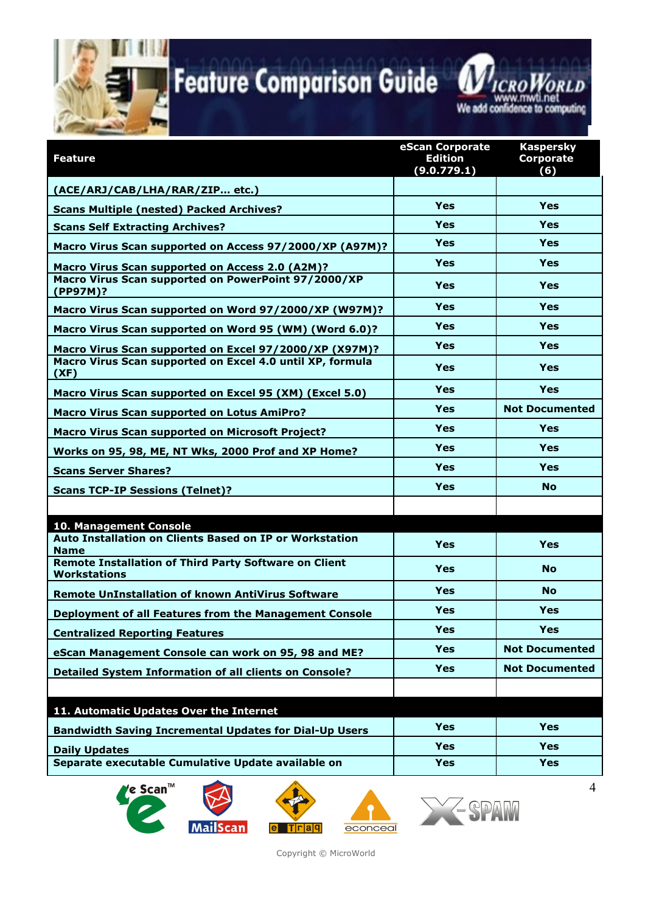| Feature | eScan Corporate Edition (9.0.779.1) | Kaspersky Corporate (6) |
|---|---|---|
| **(ACE/ARJ/CAB/LHA/RAR/ZIP… etc.)** | | |
| **Scans Multiple (nested) Packed Archives?** | **Yes** | **Yes** |
| **Scans Self Extracting Archives?** | **Yes** | **Yes** |
| **Macro Virus Scan supported on Access 97/2000/XP (A97M)?** | **Yes** | **Yes** |
| **Macro Virus Scan supported on Access 2.0 (A2M)?** | **Yes** | **Yes** |
| **Macro Virus Scan supported on PowerPoint 97/2000/XP (PP97M)?** | **Yes** | **Yes** |
| **Macro Virus Scan supported on Word 97/2000/XP (W97M)?** | **Yes** | **Yes** |
| **Macro Virus Scan supported on Word 95 (WM) (Word 6.0)?** | **Yes** | **Yes** |
| **Macro Virus Scan supported on Excel 97/2000/XP (X97M)?** | **Yes** | **Yes** |
| **Macro Virus Scan supported on Excel 4.0 until XP, formula (XF)** | **Yes** | **Yes** |
| **Macro Virus Scan supported on Excel 95 (XM) (Excel 5.0)** | **Yes** | **Yes** |
| **Macro Virus Scan supported on Lotus AmiPro?** | **Yes** | **Not Documented** |
| **Macro Virus Scan supported on Microsoft Project?** | **Yes** | **Yes** |
| **Works on 95, 98, ME, NT Wks, 2000 Prof and XP Home?** | **Yes** | **Yes** |
| **Scans Server Shares?** | **Yes** | **Yes** |
| **Scans TCP-IP Sessions (Telnet)?** | **Yes** | **No** |
| | | |
| **10. Management Console** | | |
| **Auto Installation on Clients Based on IP or Workstation Name** | **Yes** | **Yes** |
| **Remote Installation of Third Party Software on Client Workstations** | **Yes** | **No** |
| **Remote UnInstallation of known AntiVirus Software** | **Yes** | **No** |
| **Deployment of all Features from the Management Console** | **Yes** | **Yes** |
| **Centralized Reporting Features** | **Yes** | **Yes** |
| **eScan Management Console can work on 95, 98 and ME?** | **Yes** | **Not Documented** |
| **Detailed System Information of all clients on Console?** | **Yes** | **Not Documented** |
| | | |
| **11. Automatic Updates Over the Internet** | | |
| **Bandwidth Saving Incremental Updates for Dial-Up Users** | **Yes** | **Yes** |
| **Daily Updates** | **Yes** | **Yes** |
| **Separate executable Cumulative Update available on** | **Yes** | **Yes** |

Copyright © MicroWorld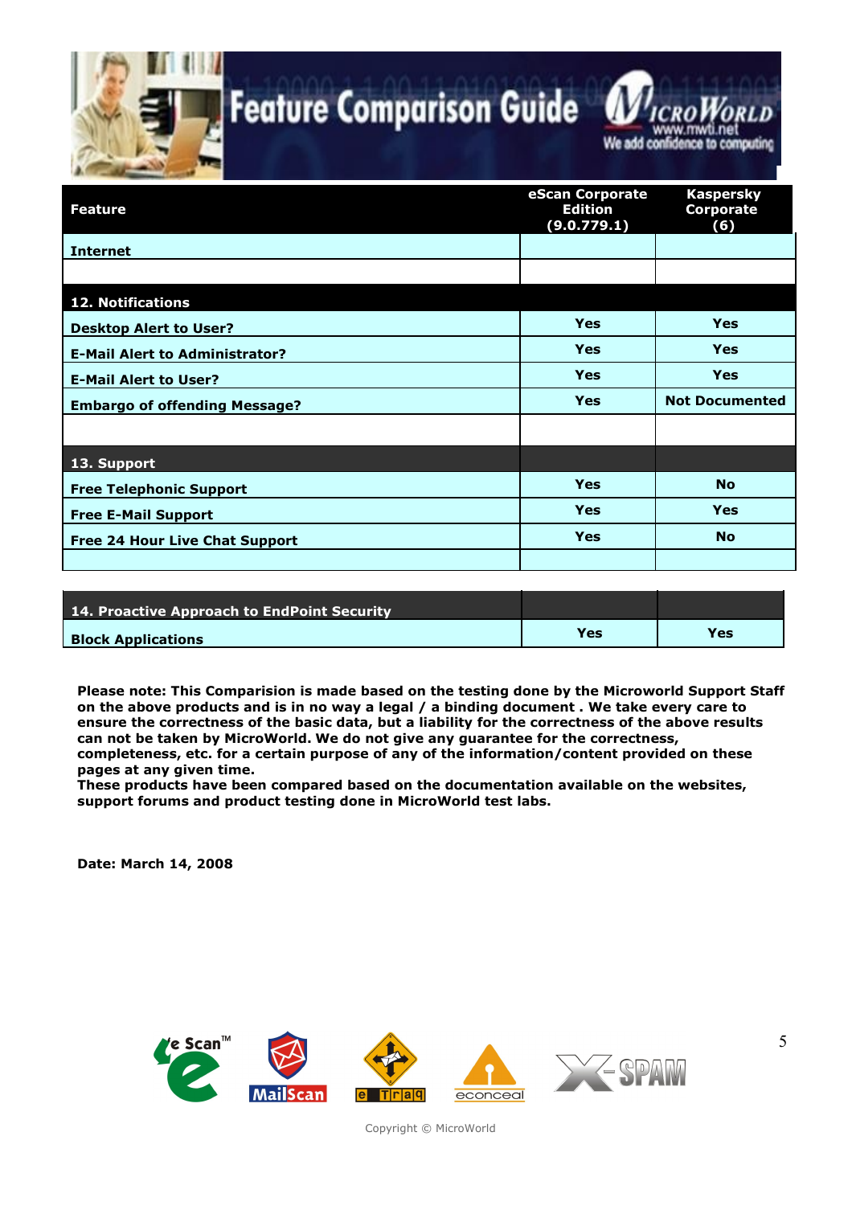| Feature | eScan Corporate Edition (9.0.779.1) | Kaspersky Corporate (6) |
|---|---|---|
| **Internet** | | |
| | | |
| **12. Notifications** | | |
| **Desktop Alert to User?** | **Yes** | **Yes** |
| **E-Mail Alert to Administrator?** | **Yes** | **Yes** |
| **E-Mail Alert to User?** | **Yes** | **Yes** |
| **Embargo of offending Message?** | **Yes** | **Not Documented** |
| | | |
| **13. Support** | | |
| **Free Telephonic Support** | **Yes** | **No** |
| **Free E-Mail Support** | **Yes** | **Yes** |
| **Free 24 Hour Live Chat Support** | **Yes** | **No** |
| | | |
| **14. Proactive Approach to EndPoint Security** | | |
| **Block Applications** | **Yes** | **Yes** |

**Please note: This Comparision is made based on the testing done by the Microworld Support Staff on the above products and is in no way a legal / a binding document . We take every care to ensure the correctness of the basic data, but a liability for the correctness of the above results can not be taken by MicroWorld. We do not give any guarantee for the correctness, completeness, etc. for a certain purpose of any of the information/content provided on these pages at any given time.**
**These products have been compared based on the documentation available on the websites, support forums and product testing done in MicroWorld test labs.**

**Date: March 14, 2008**

Copyright © MicroWorld